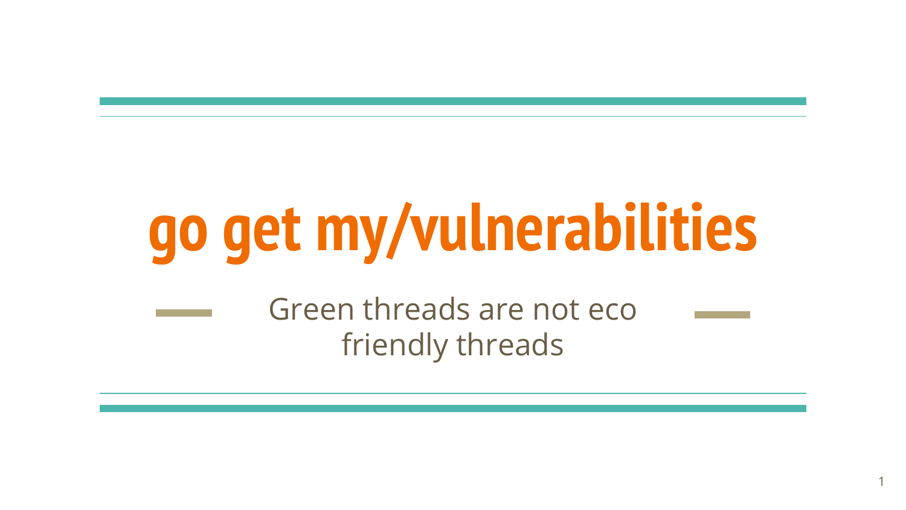# go get my/vulnerabilities

Green threads are not eco friendly threads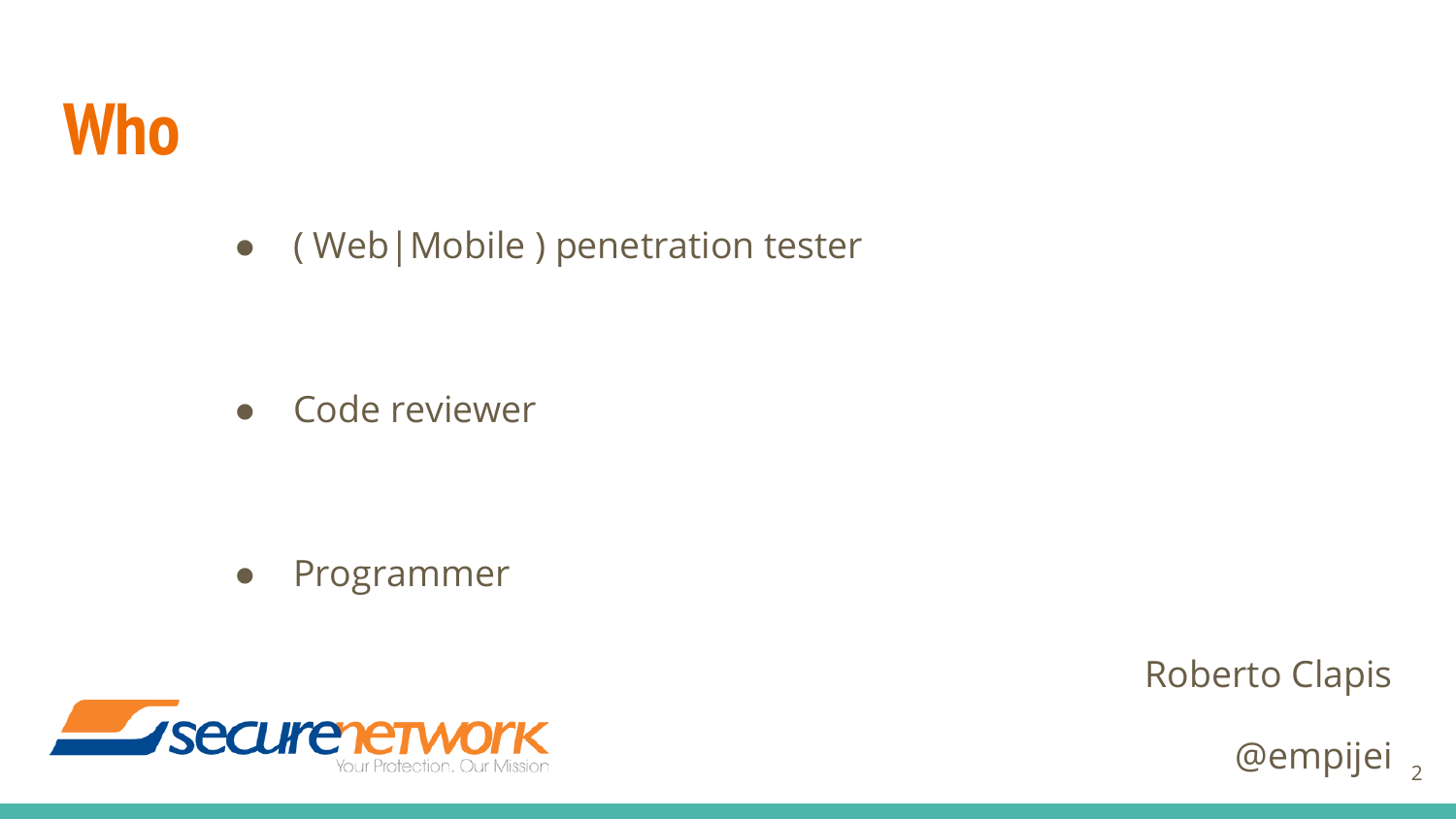# Who

- ( Web|Mobile ) penetration tester
- Code reviewer
- Programmer

securenetwork
Your Protection. Our Mission

Roberto Clapis

@empijei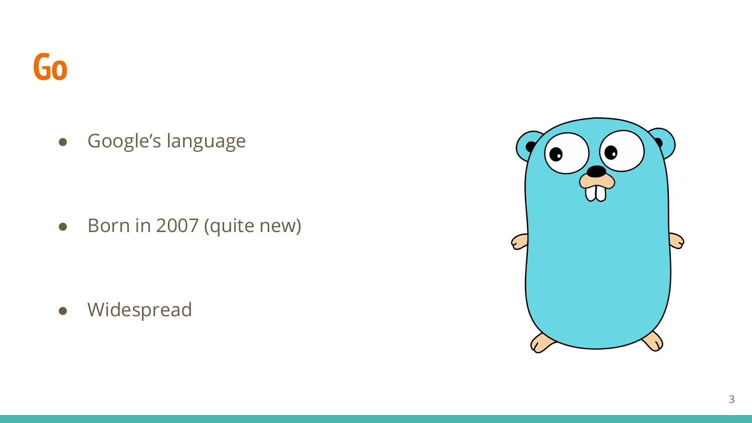# Go

- Google's language
- Born in 2007 (quite new)
- Widespread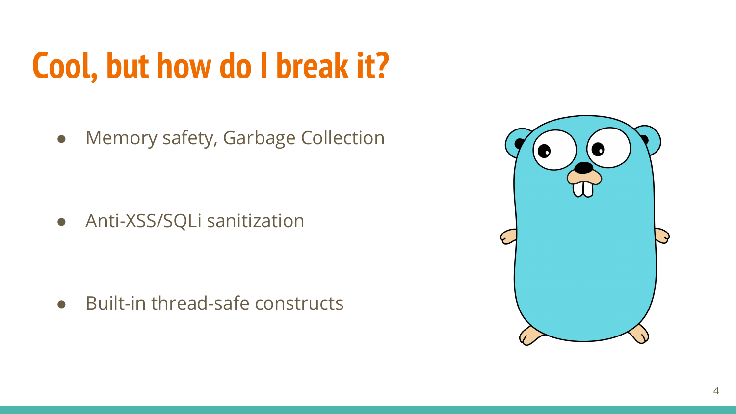# Cool, but how do I break it?

- Memory safety, Garbage Collection
- Anti-XSS/SQLi sanitization
- Built-in thread-safe constructs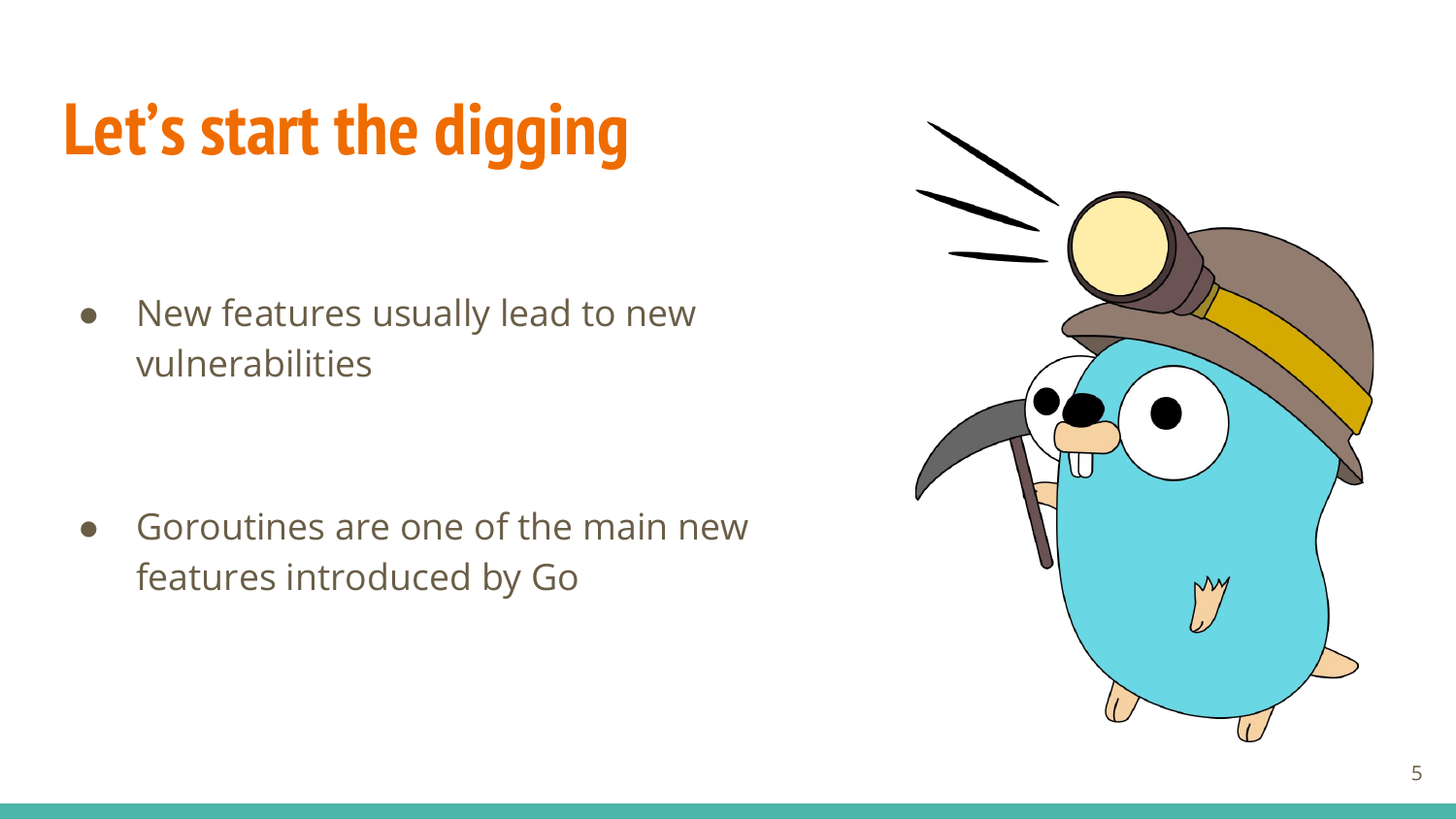# Let's start the digging

- New features usually lead to new vulnerabilities

- Goroutines are one of the main new features introduced by Go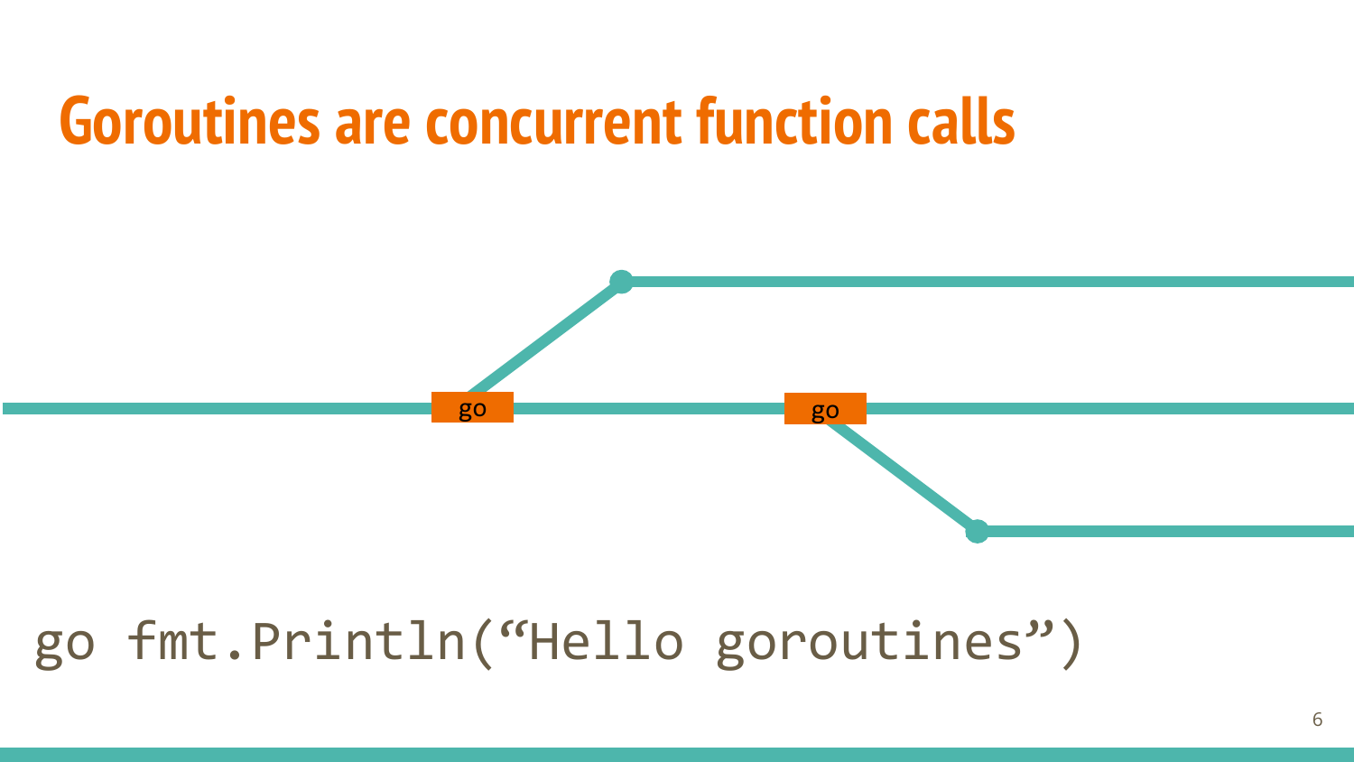# Goroutines are concurrent function calls

go

go

```
go fmt.Println("Hello goroutines")
```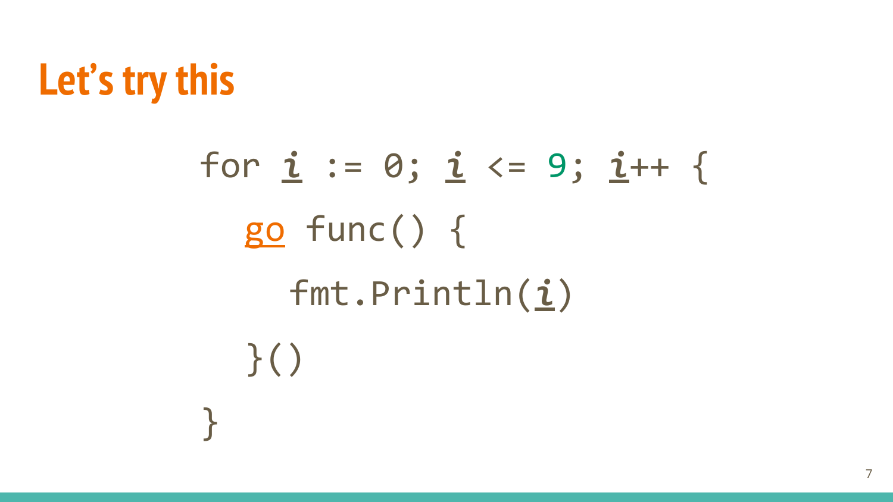# Let's try this

```
for i := 0; i <= 9; i++ {
    go func() {
        fmt.Println(i)
    }()
}
```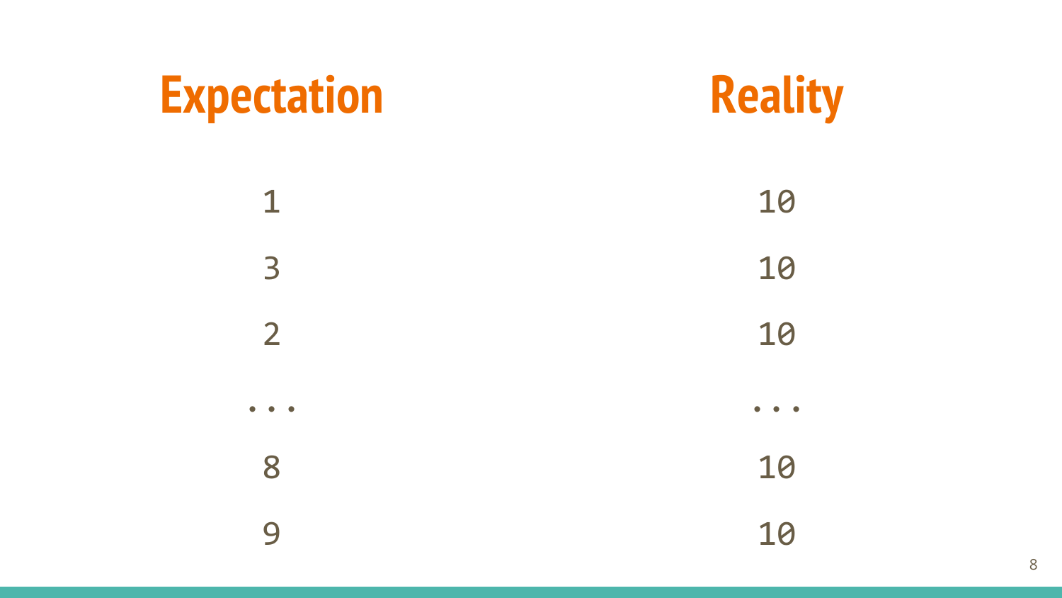| Expectation | Reality |
| --- | --- |
| 1 | 10 |
| 3 | 10 |
| 2 | 10 |
| ... | ... |
| 8 | 10 |
| 9 | 10 |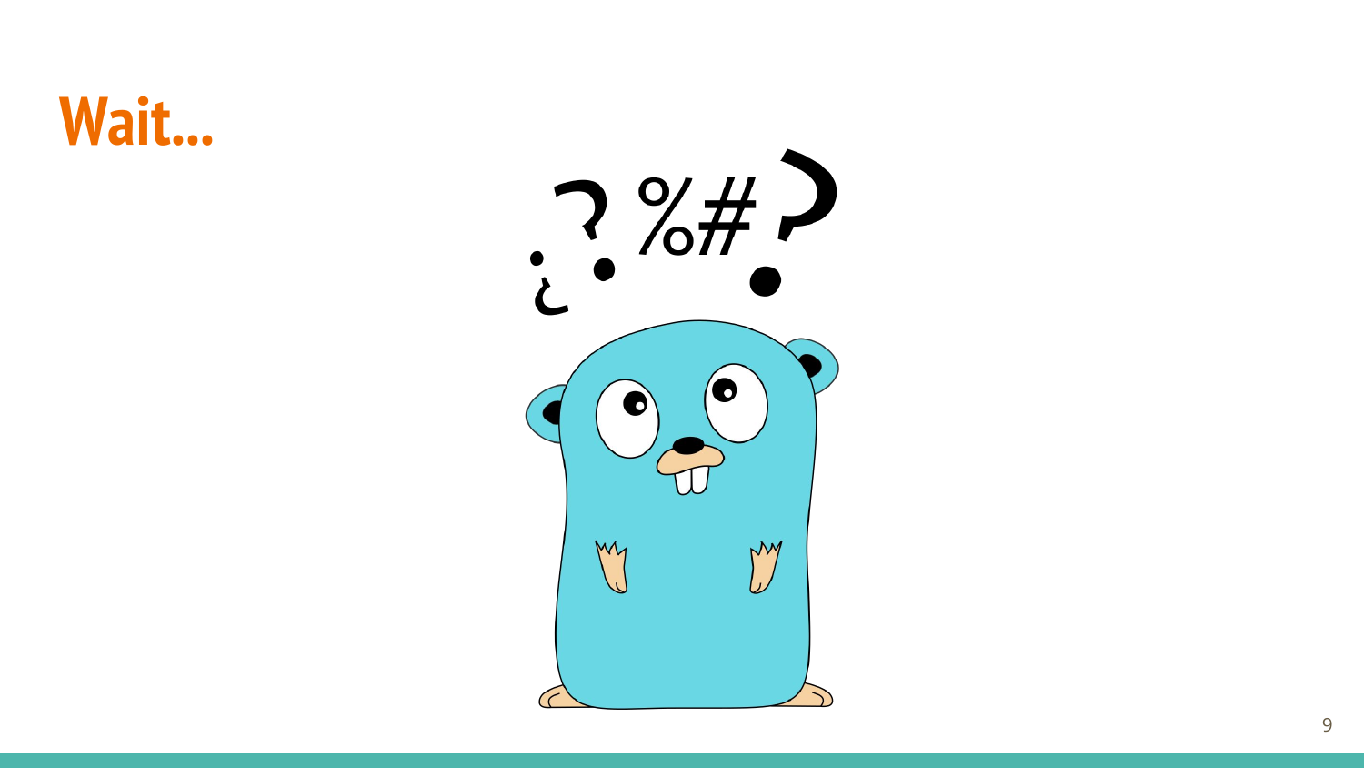# Wait...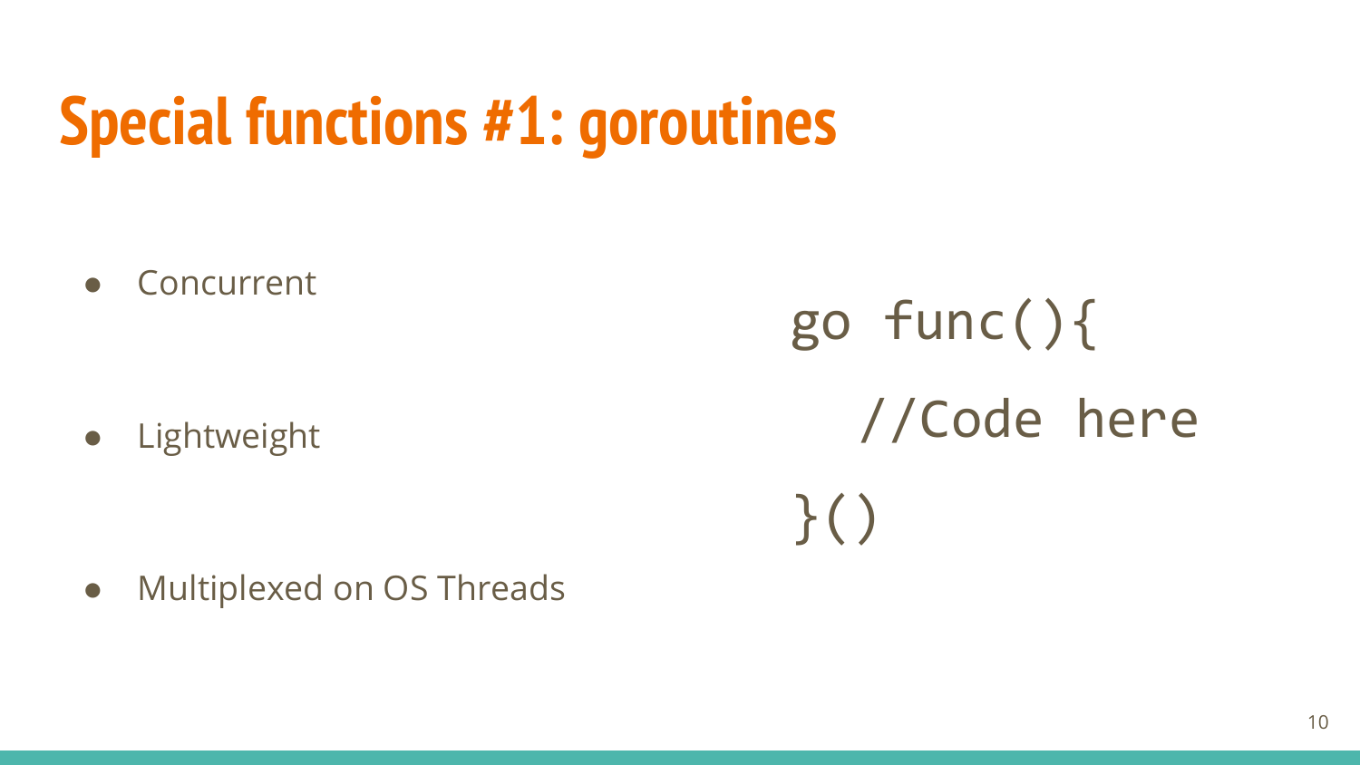# Special functions #1: goroutines

- Concurrent
- Lightweight
- Multiplexed on OS Threads

```
go func(){
  //Code here
}()
```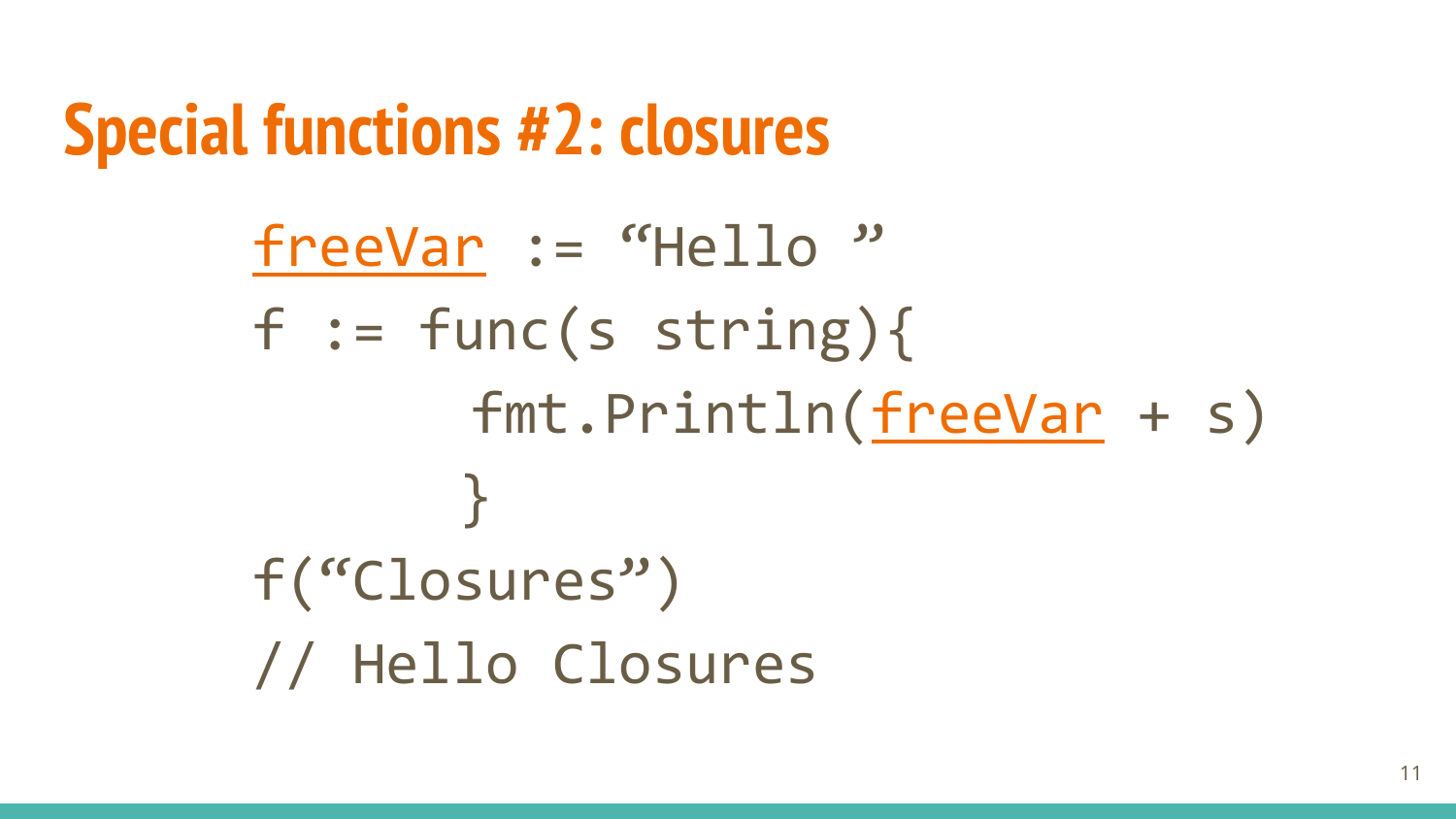# Special functions #2: closures

```
freeVar := “Hello ”
f := func(s string){
        fmt.Println(freeVar + s)
      }
f(“Closures”)
// Hello Closures
```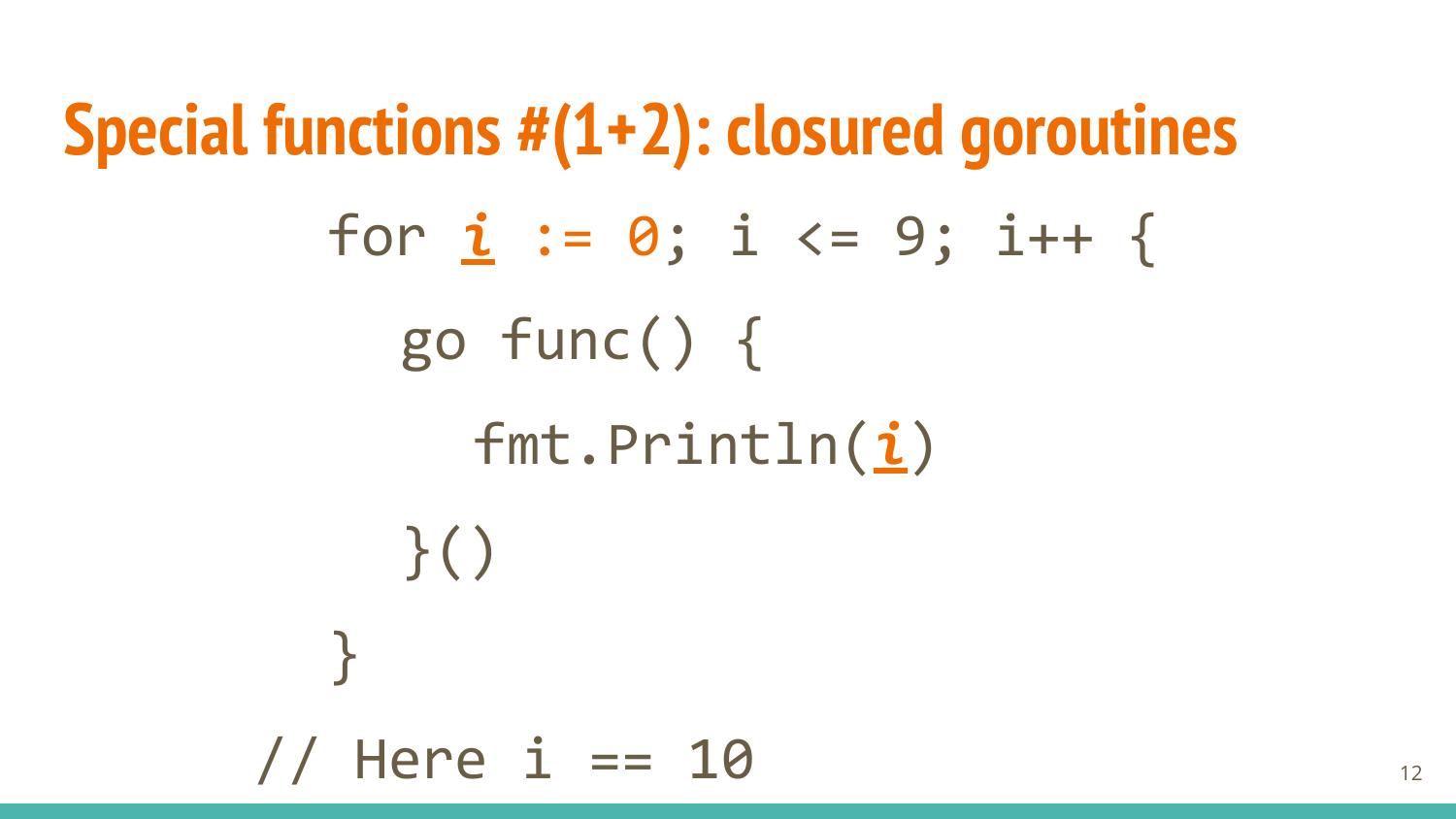# Special functions #(1+2): closured goroutines

```go
for i := 0; i <= 9; i++ {
    go func() {
        fmt.Println(i)
    }()
}
// Here i == 10
```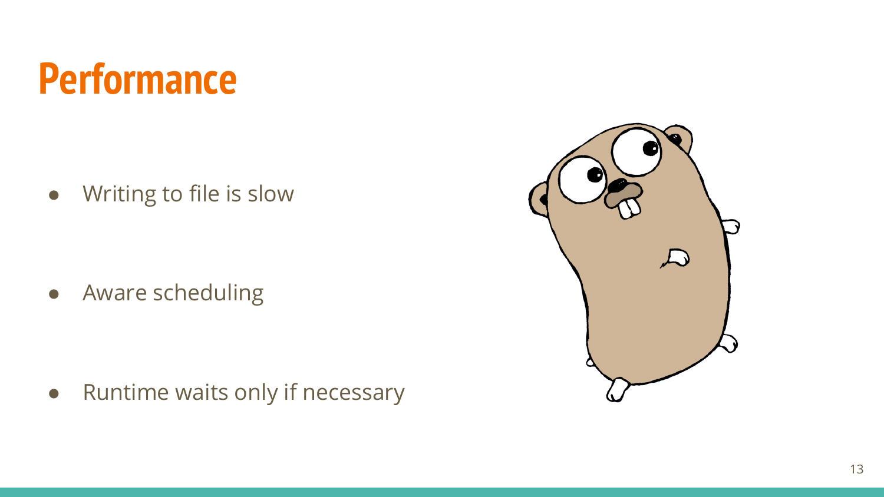# Performance

- Writing to file is slow
- Aware scheduling
- Runtime waits only if necessary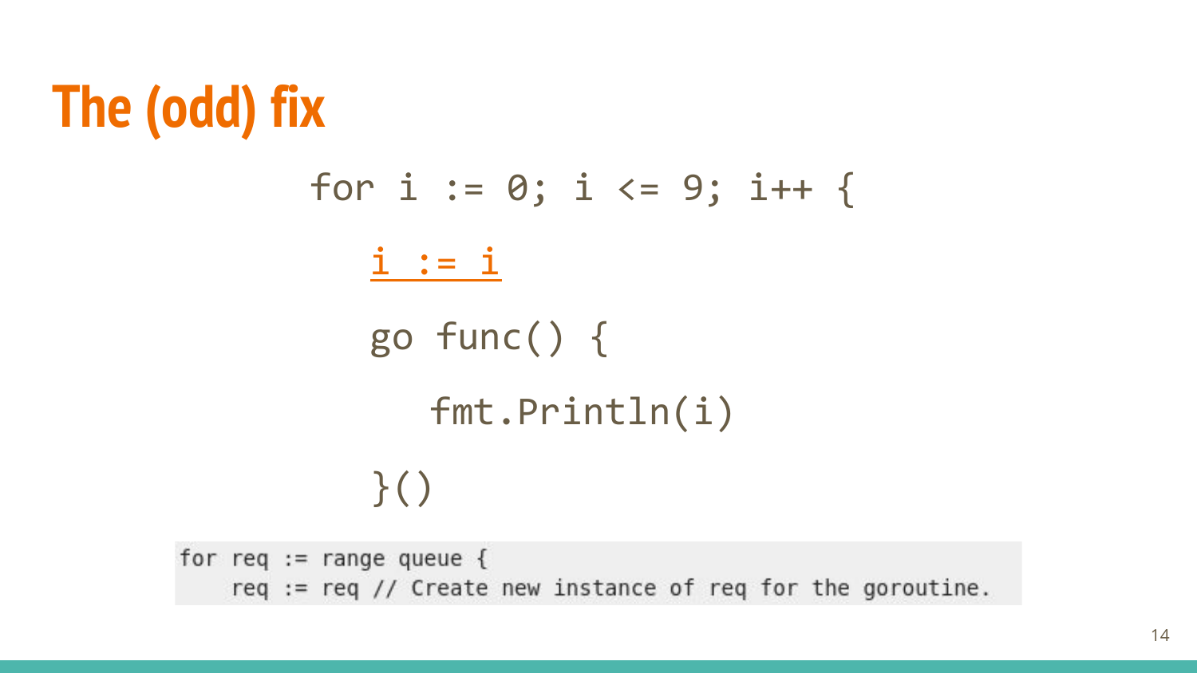# The (odd) fix

```go
for i := 0; i <= 9; i++ {
    i := i
    go func() {
        fmt.Println(i)
    }()
```

```go
for req := range queue {
    req := req // Create new instance of req for the goroutine.
```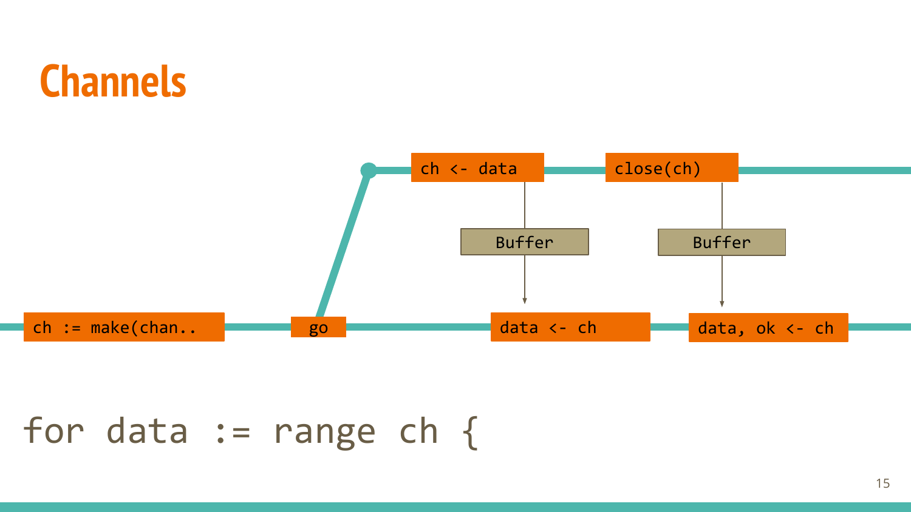# Channels

ch := make(chan..

go

ch <- data

close(ch)

Buffer

Buffer

data <- ch

data, ok <- ch

```
for data := range ch {
```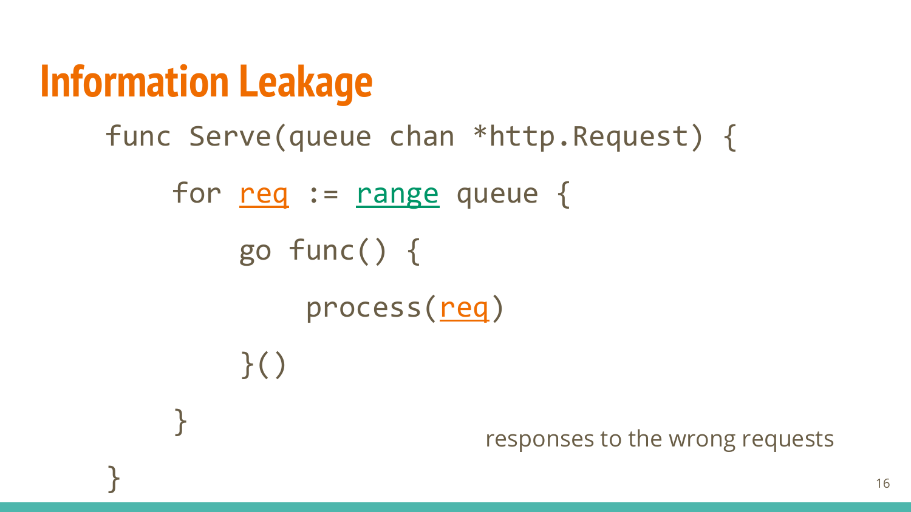# Information Leakage

```
func Serve(queue chan *http.Request) {
    for req := range queue {
        go func() {
            process(req)
        }()
    }
}
```

responses to the wrong requests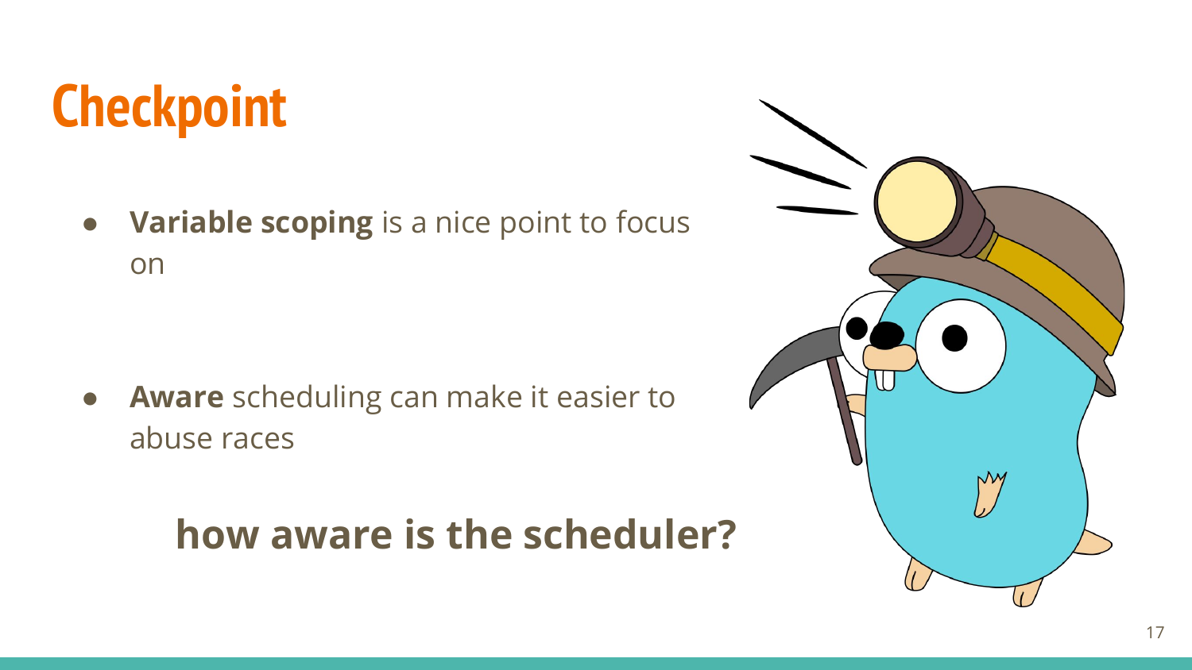# Checkpoint

- **Variable scoping** is a nice point to focus on

- **Aware** scheduling can make it easier to abuse races

**how aware is the scheduler?**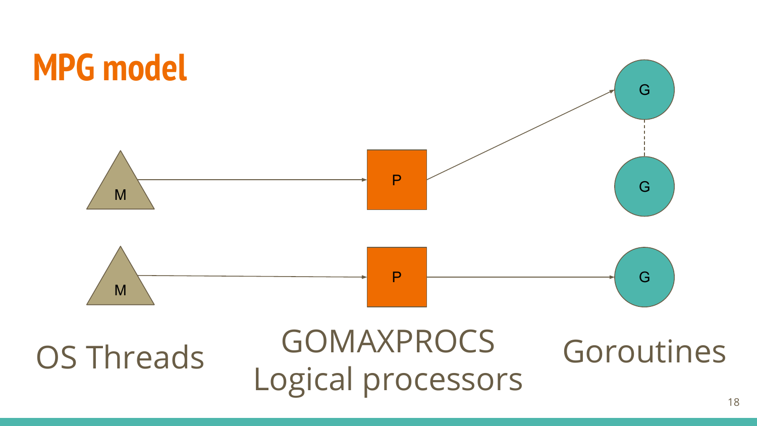# MPG model

M → P → G

M → P → G

OS Threads

GOMAXPROCS
Logical processors

Goroutines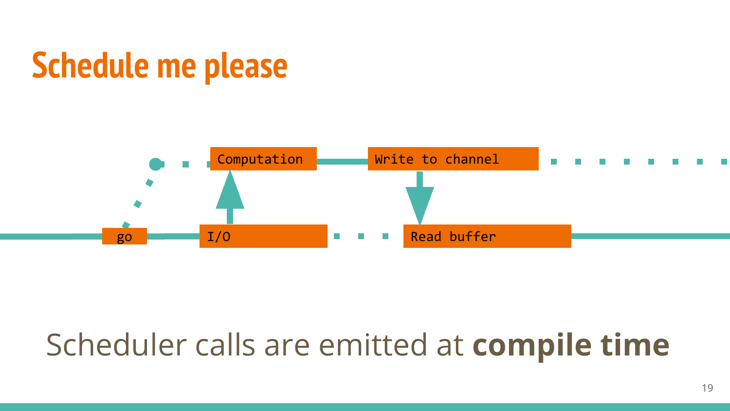# Schedule me please

go

I/O

Computation

Write to channel

Read buffer

Scheduler calls are emitted at **compile time**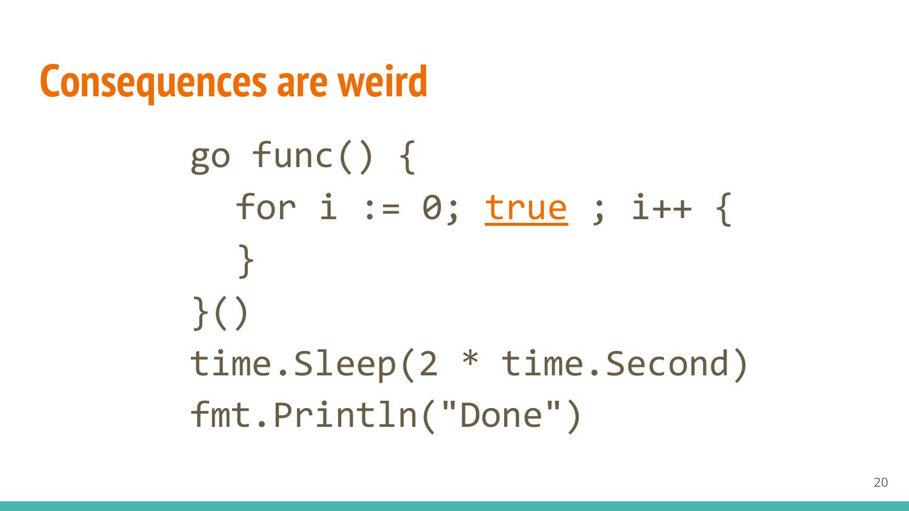# Consequences are weird

```
go func() {
    for i := 0; true ; i++ {
    }
}()
time.Sleep(2 * time.Second)
fmt.Println("Done")
```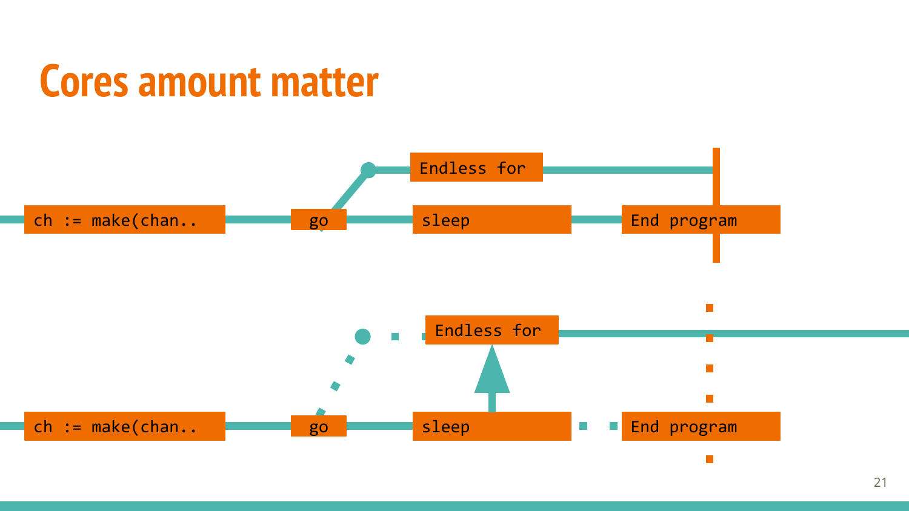# Cores amount matter

Endless for

ch := make(chan.. | go | sleep | End program

Endless for

ch := make(chan.. | go | sleep | End program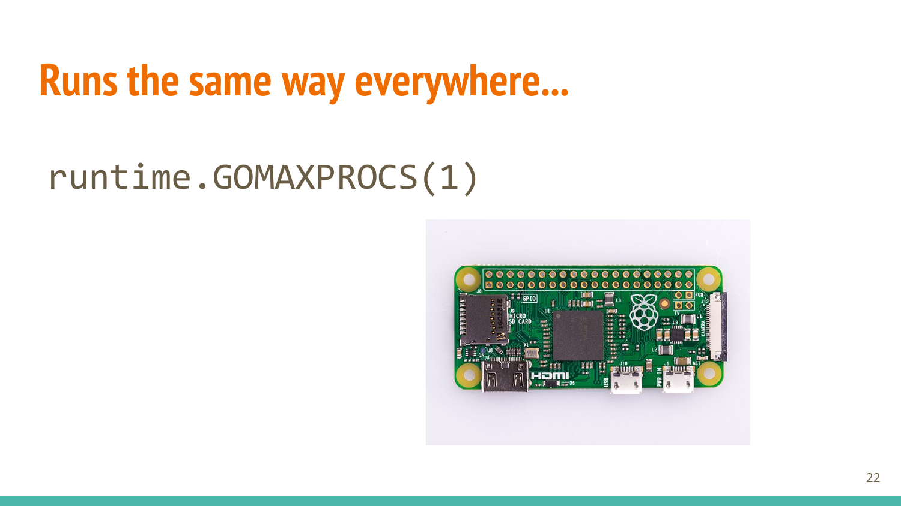# Runs the same way everywhere...

```
runtime.GOMAXPROCS(1)
```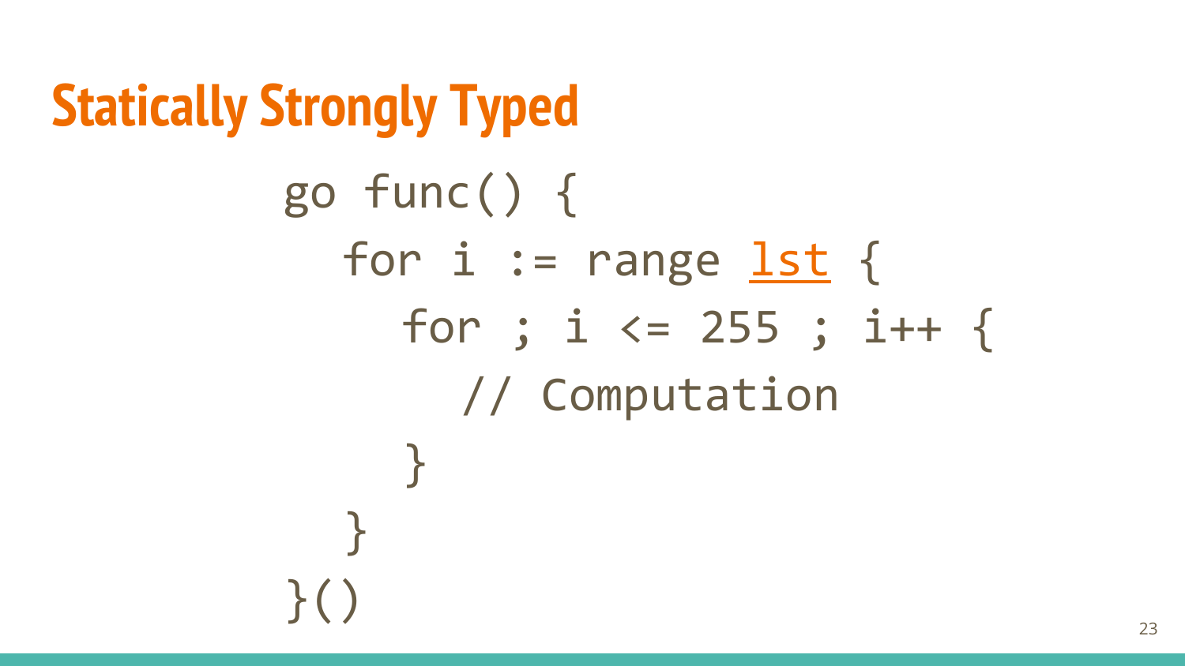# Statically Strongly Typed

```
go func() {
   for i := range lst {
      for ; i <= 255 ; i++ {
         // Computation
      }
   }
}()
```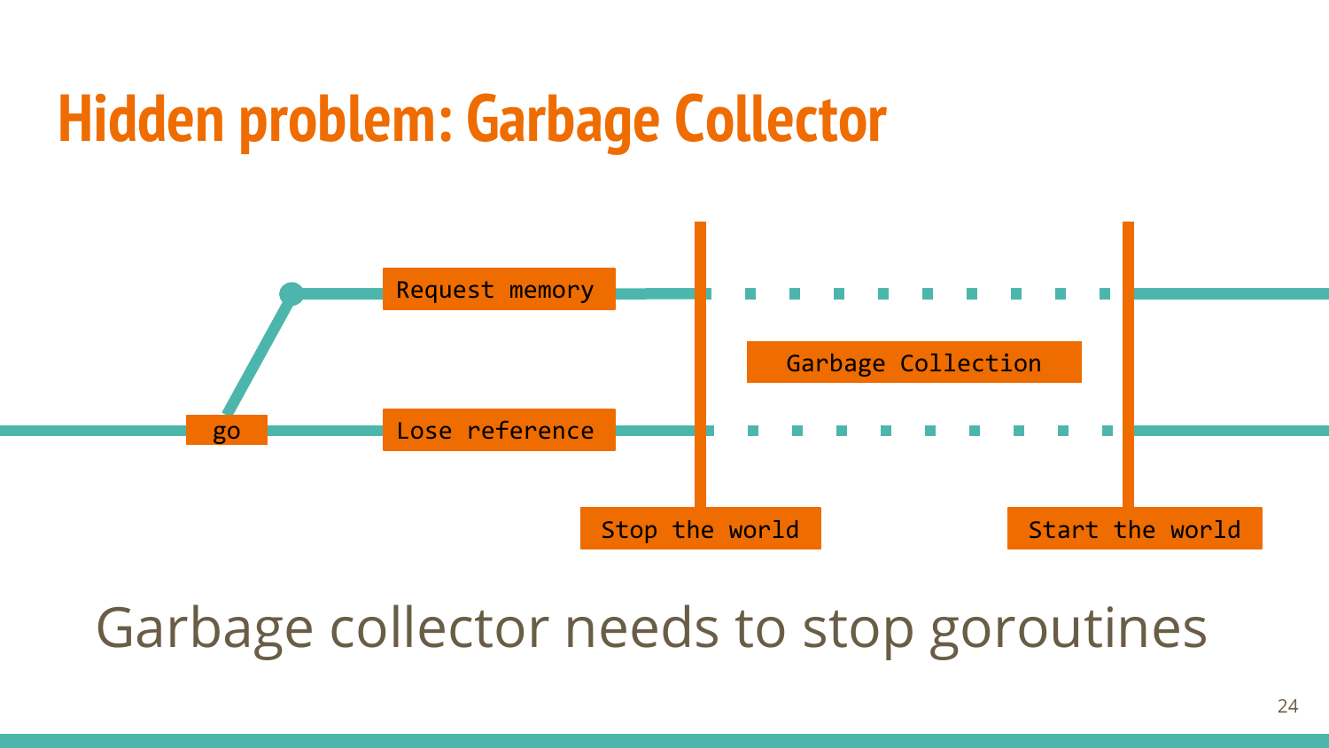# Hidden problem: Garbage Collector

Request memory

go

Lose reference

Garbage Collection

Stop the world

Start the world

Garbage collector needs to stop goroutines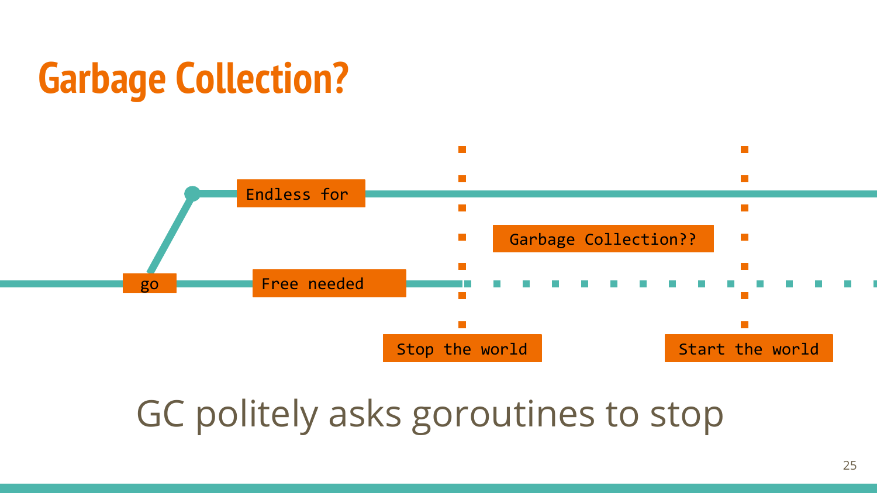# Garbage Collection?

go

Endless for

Free needed

Garbage Collection??

Stop the world

Start the world

GC politely asks goroutines to stop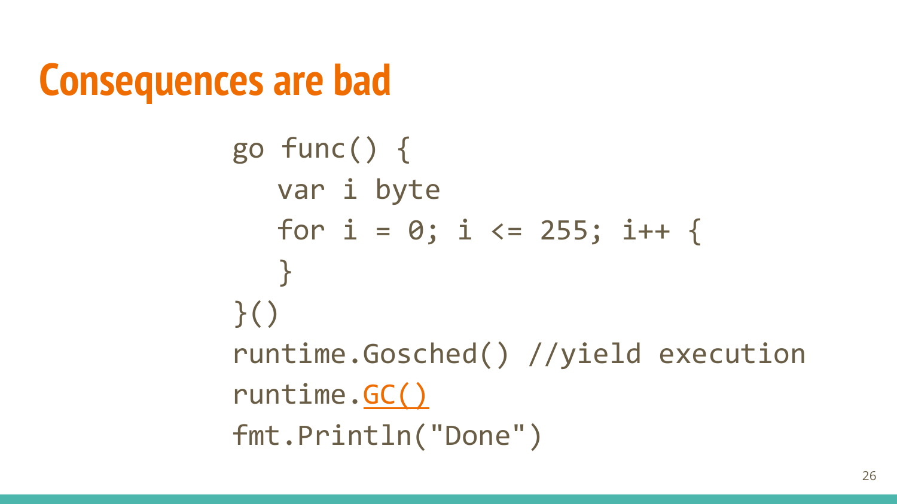# Consequences are bad

```go
go func() {
   var i byte
   for i = 0; i <= 255; i++ {
   }
}()
runtime.Gosched() //yield execution
runtime.GC()
fmt.Println("Done")
```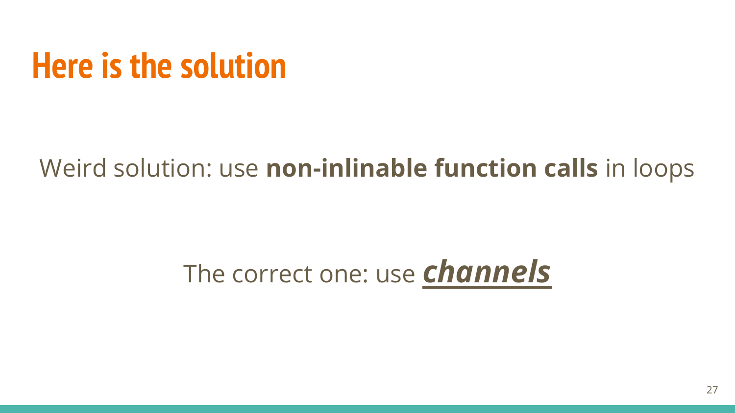# Here is the solution

Weird solution: use **non-inlinable function calls** in loops

The correct one: use ***channels***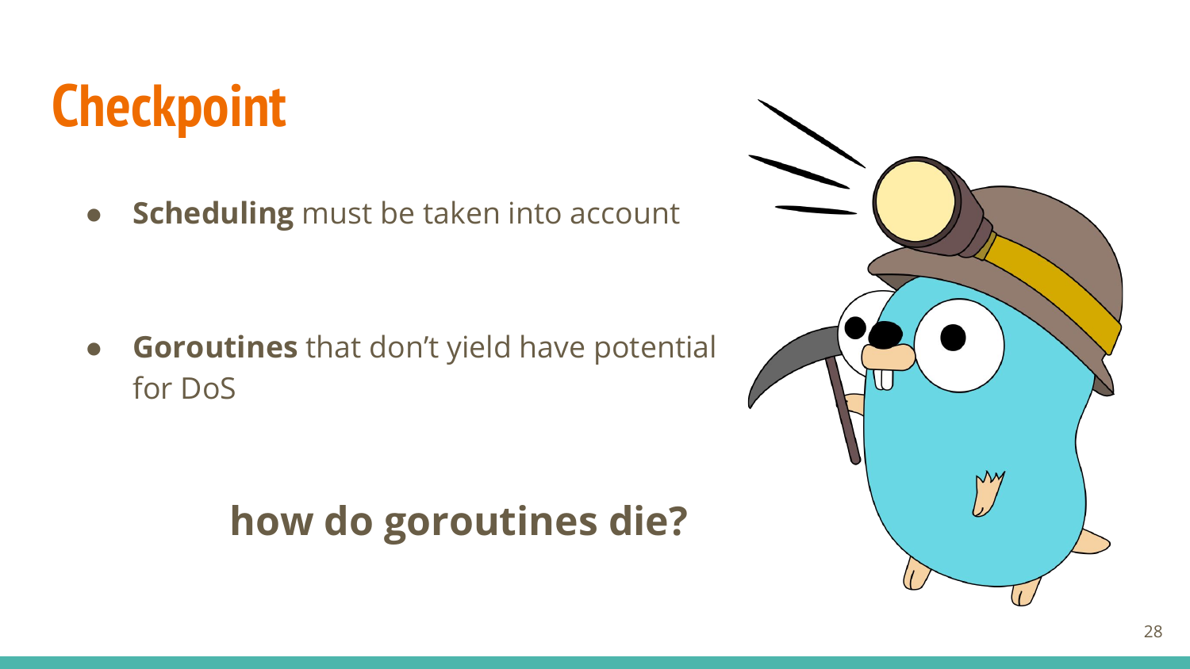# Checkpoint

- **Scheduling** must be taken into account

- **Goroutines** that don't yield have potential for DoS

**how do goroutines die?**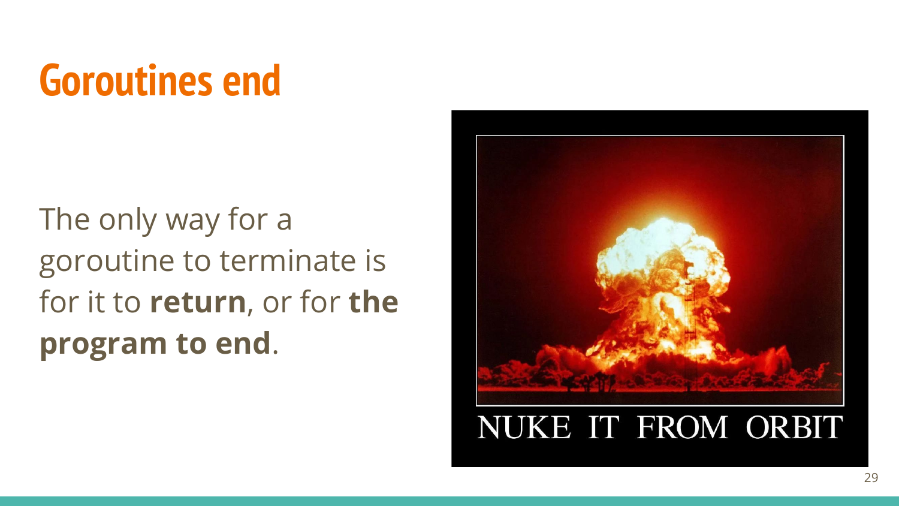# Goroutines end

The only way for a goroutine to terminate is for it to **return**, or for **the program to end**.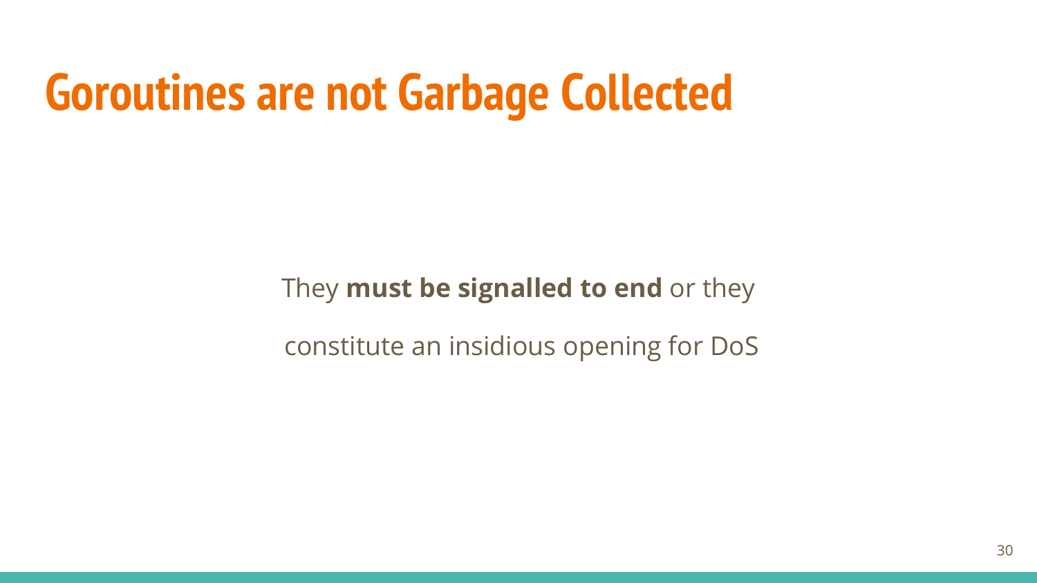# Goroutines are not Garbage Collected

They **must be signalled to end** or they

constitute an insidious opening for DoS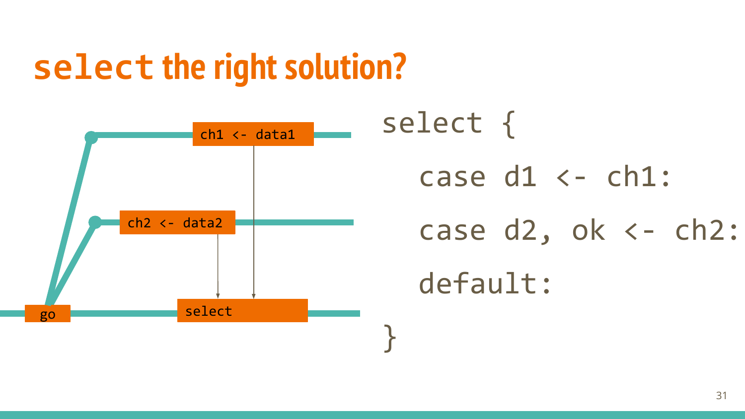# `select` the right solution?

go

ch1 <- data1

ch2 <- data2

select

```go
select {
    case d1 <- ch1:
    case d2, ok <- ch2:
    default:
}
```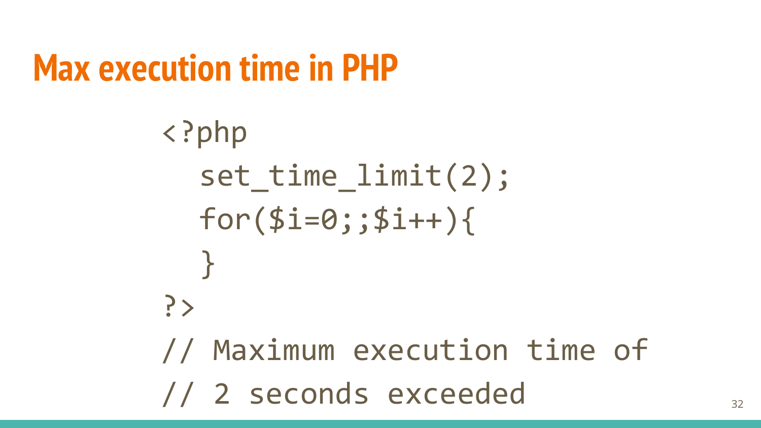# Max execution time in PHP

```php
<?php
  set_time_limit(2);
  for($i=0;;$i++){
  }
?>
// Maximum execution time of
// 2 seconds exceeded
```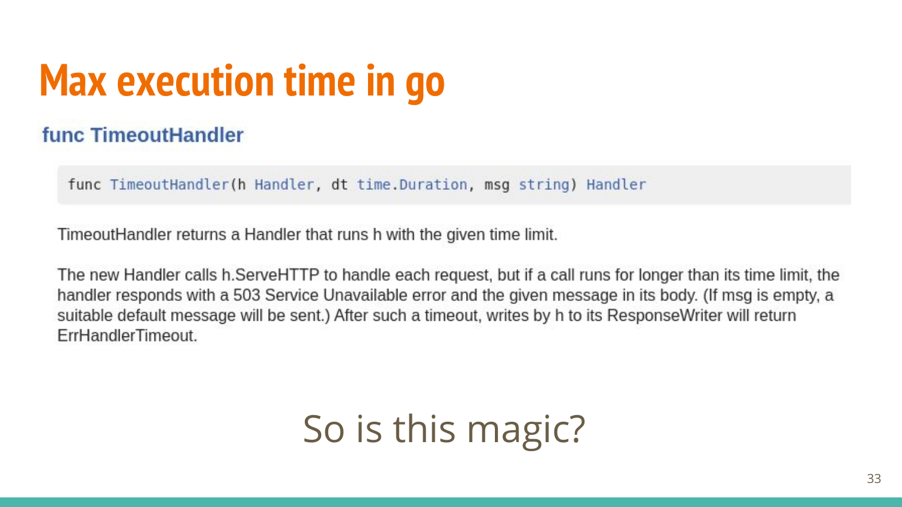# Max execution time in go

### func TimeoutHandler

```
func TimeoutHandler(h Handler, dt time.Duration, msg string) Handler
```

TimeoutHandler returns a Handler that runs h with the given time limit.

The new Handler calls h.ServeHTTP to handle each request, but if a call runs for longer than its time limit, the handler responds with a 503 Service Unavailable error and the given message in its body. (If msg is empty, a suitable default message will be sent.) After such a timeout, writes by h to its ResponseWriter will return ErrHandlerTimeout.

So is this magic?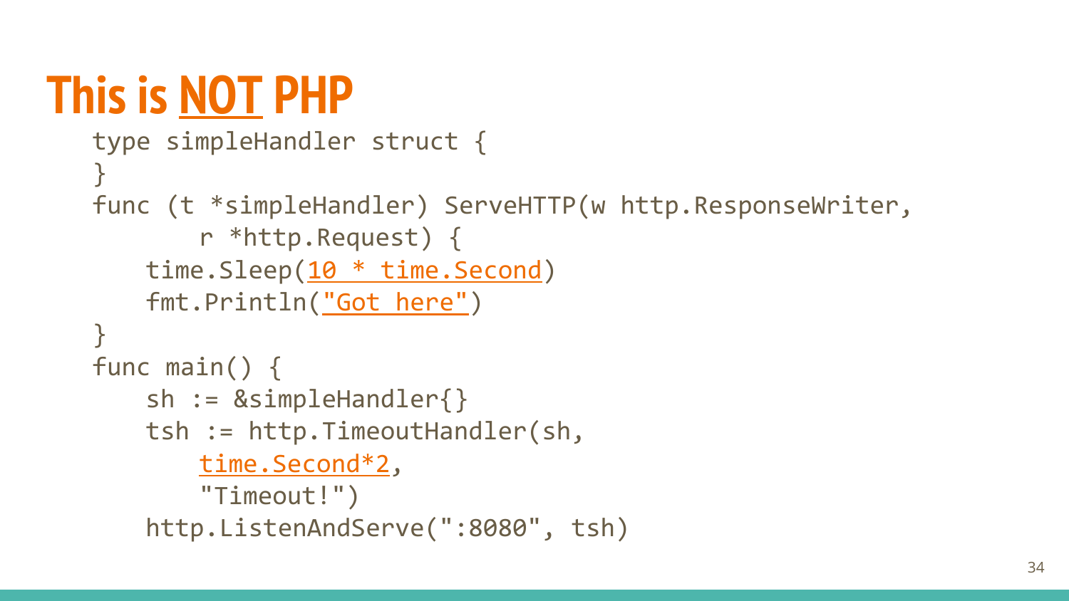# This is NOT PHP

```go
type simpleHandler struct {
}
func (t *simpleHandler) ServeHTTP(w http.ResponseWriter,
        r *http.Request) {
    time.Sleep(10 * time.Second)
    fmt.Println("Got here")
}
func main() {
    sh := &simpleHandler{}
    tsh := http.TimeoutHandler(sh,
        time.Second*2,
        "Timeout!")
    http.ListenAndServe(":8080", tsh)
```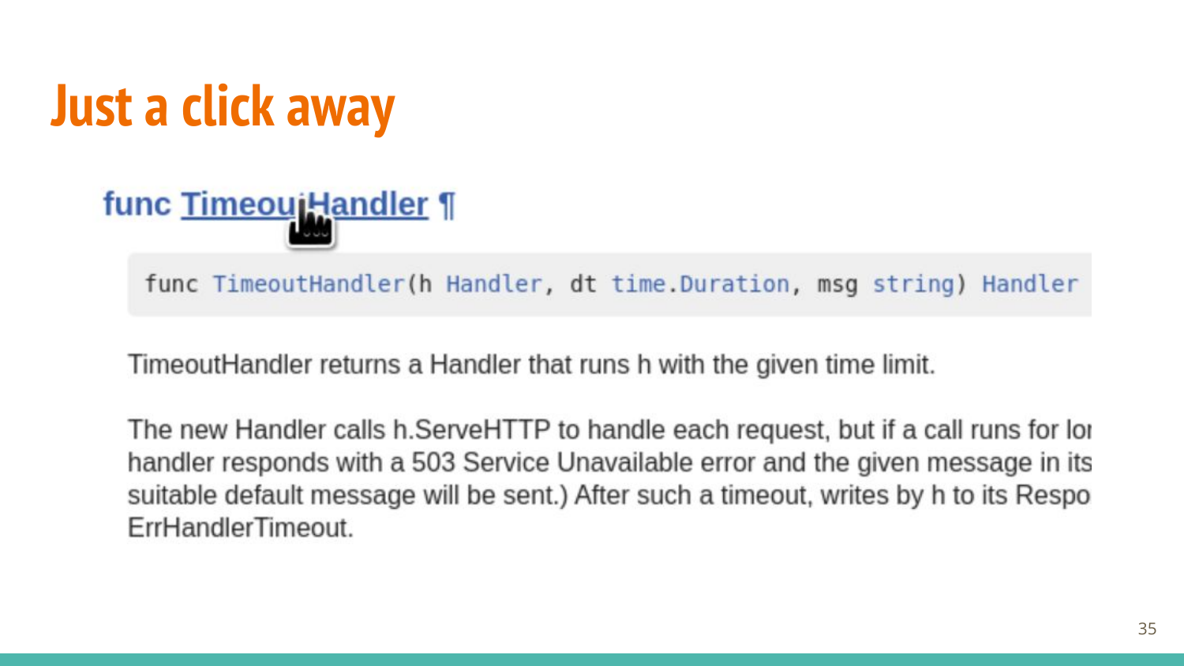# Just a click away

## func TimeoutHandler ¶

```
func TimeoutHandler(h Handler, dt time.Duration, msg string) Handler
```

TimeoutHandler returns a Handler that runs h with the given time limit.

The new Handler calls h.ServeHTTP to handle each request, but if a call runs for lo handler responds with a 503 Service Unavailable error and the given message in its suitable default message will be sent.) After such a timeout, writes by h to its Respo ErrHandlerTimeout.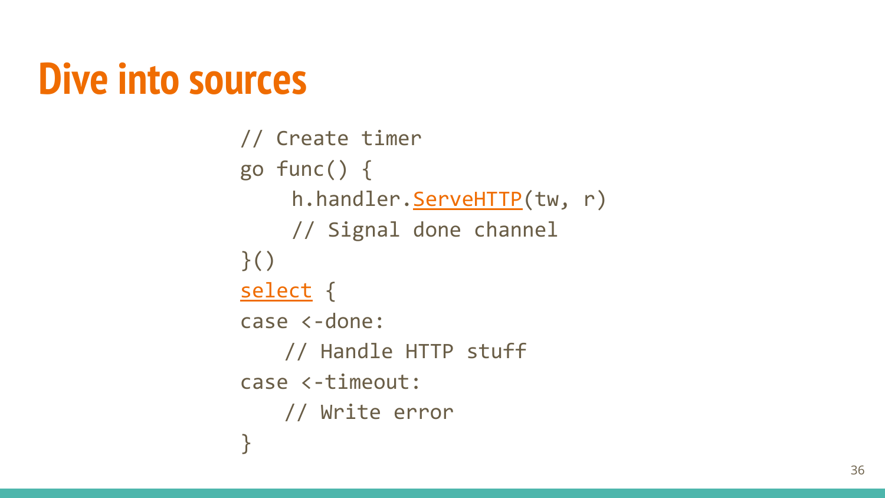# Dive into sources

```
// Create timer
go func() {
    h.handler.ServeHTTP(tw, r)
    // Signal done channel
}()
select {
case <-done:
    // Handle HTTP stuff
case <-timeout:
    // Write error
}
```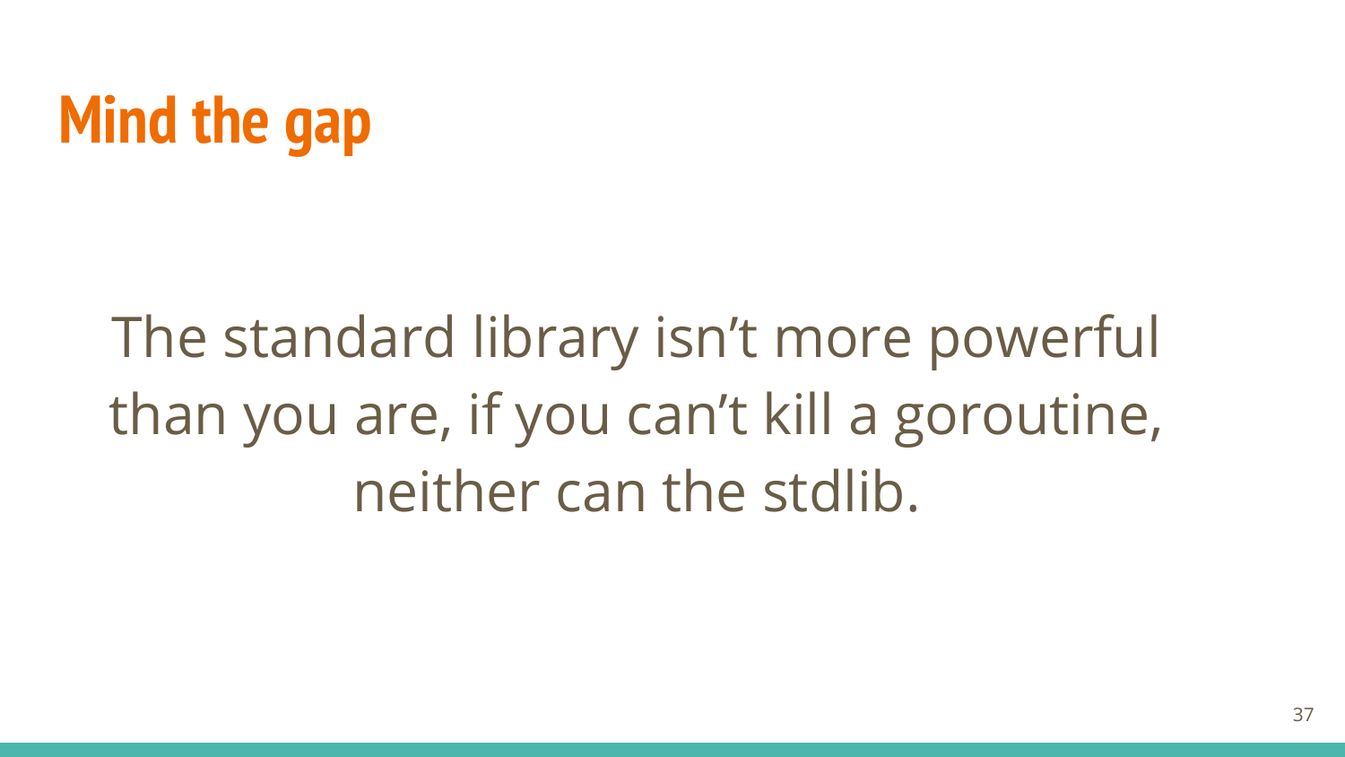# Mind the gap

The standard library isn't more powerful than you are, if you can't kill a goroutine, neither can the stdlib.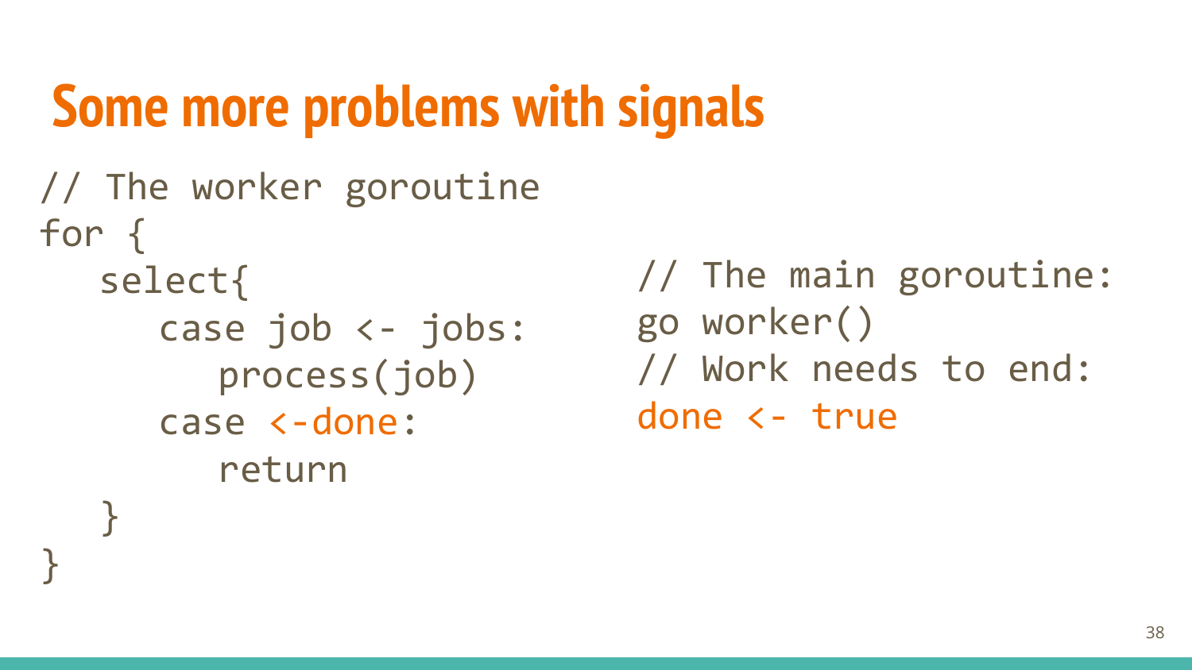# Some more problems with signals

```go
// The worker goroutine
for {
   select{
      case job <- jobs:
         process(job)
      case <-done:
         return
   }
}
```

```go
// The main goroutine:
go worker()
// Work needs to end:
done <- true
```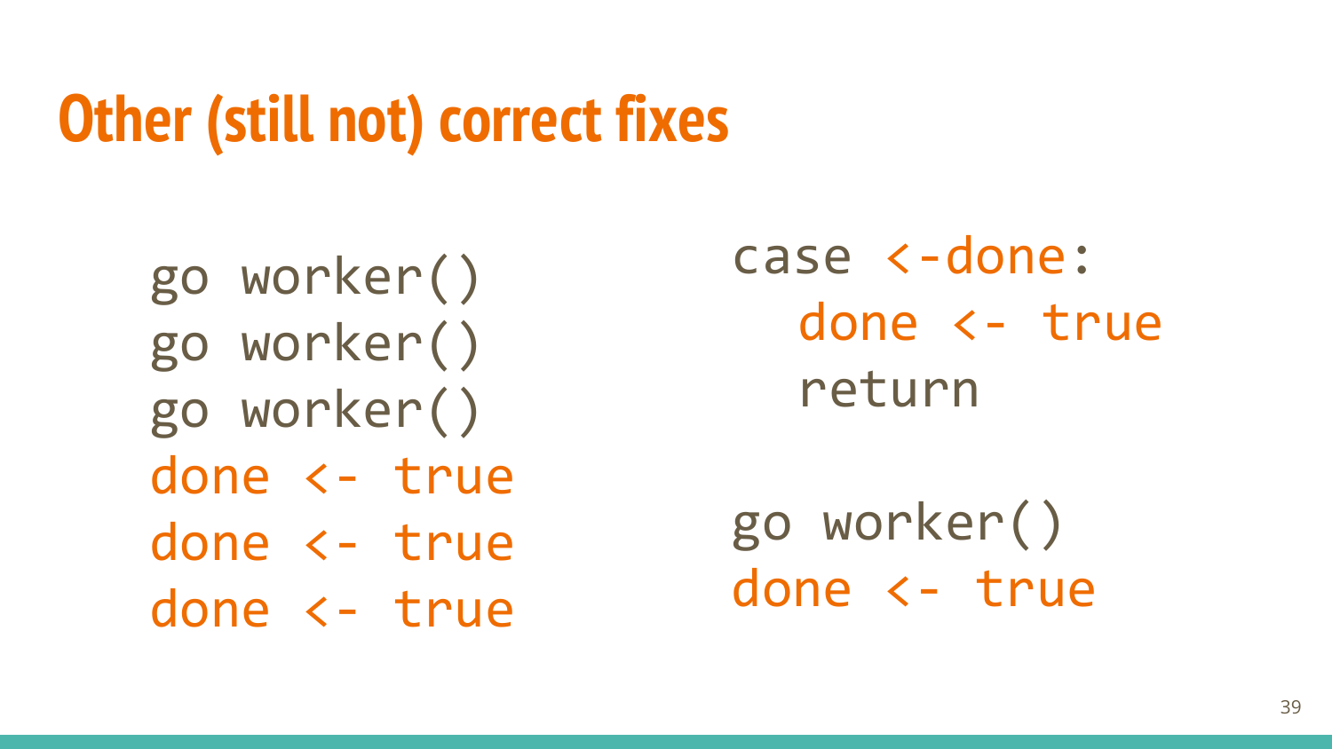# Other (still not) correct fixes

```
go worker()
go worker()
go worker()
done <- true
done <- true
done <- true
```

```
case <-done:
    done <- true
    return
```

```
go worker()
done <- true
```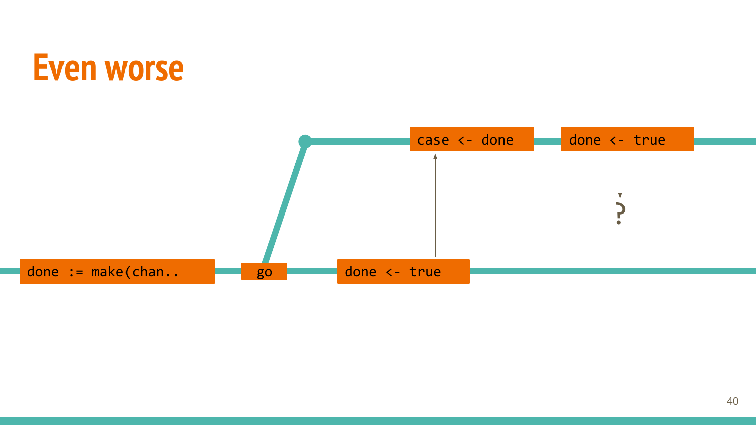# Even worse

`done := make(chan..`

`go`

`done <- true`

`case <- done`

`done <- true`

?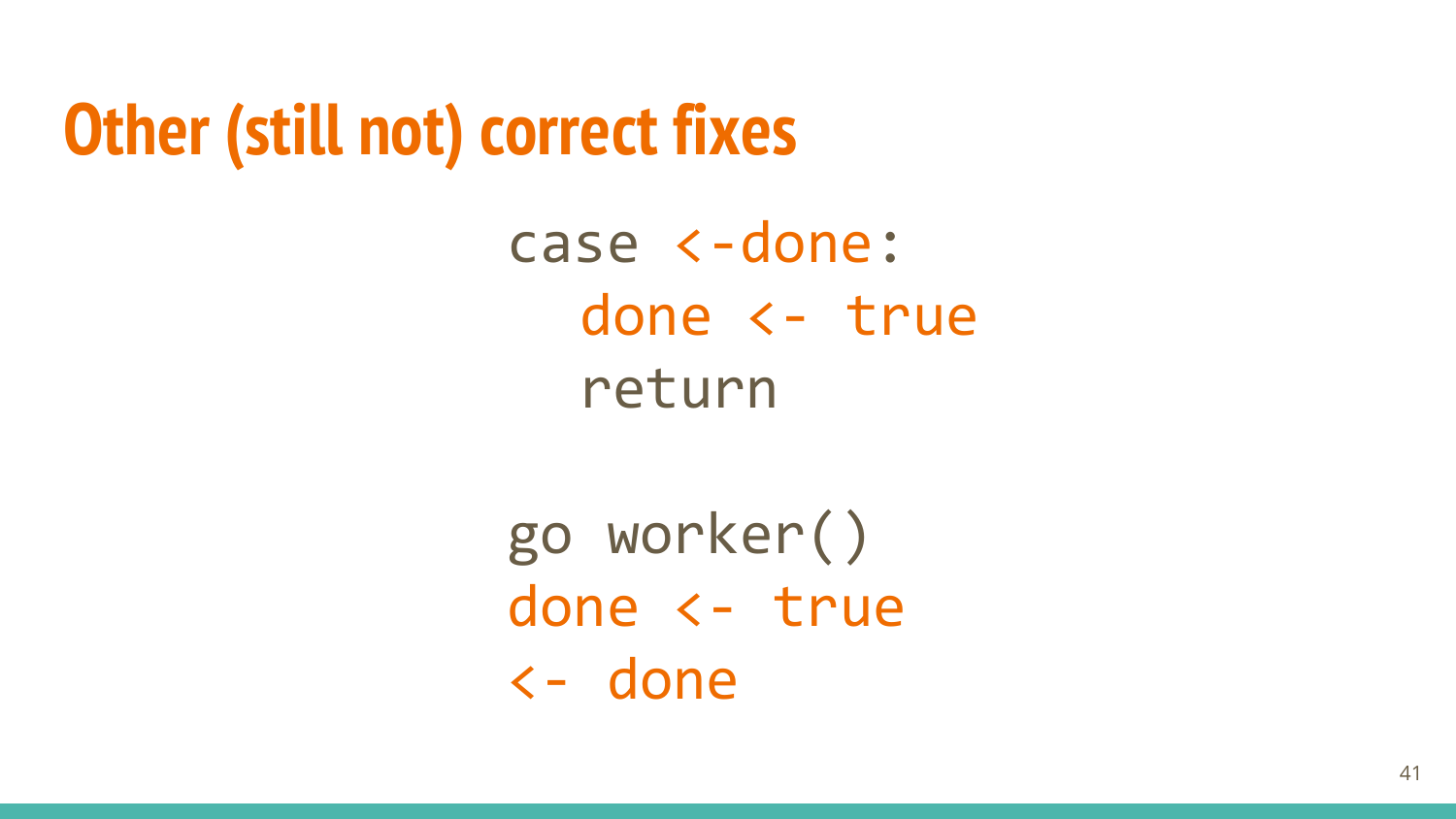# Other (still not) correct fixes

```
case <-done:
  done <- true
  return
```

```
go worker()
done <- true
<- done
```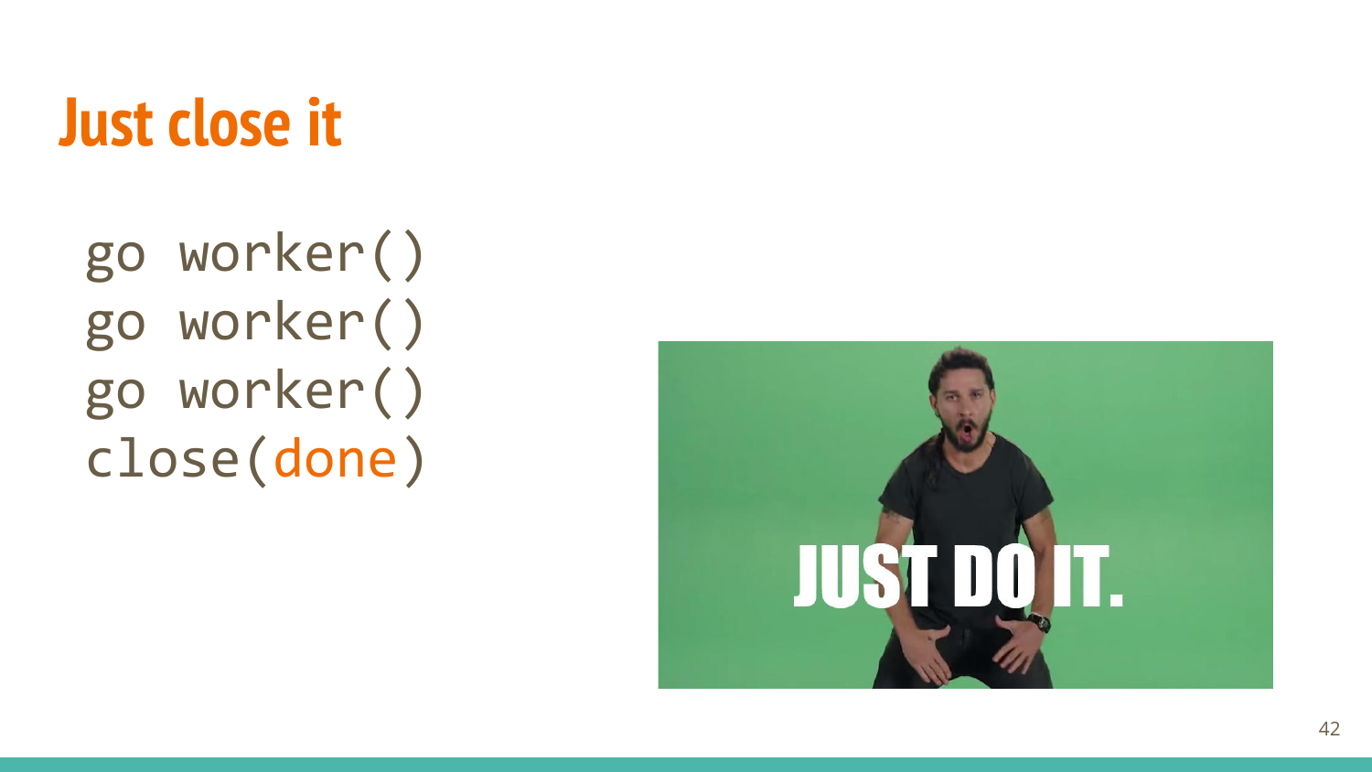# Just close it

```
go worker()
go worker()
go worker()
close(done)
```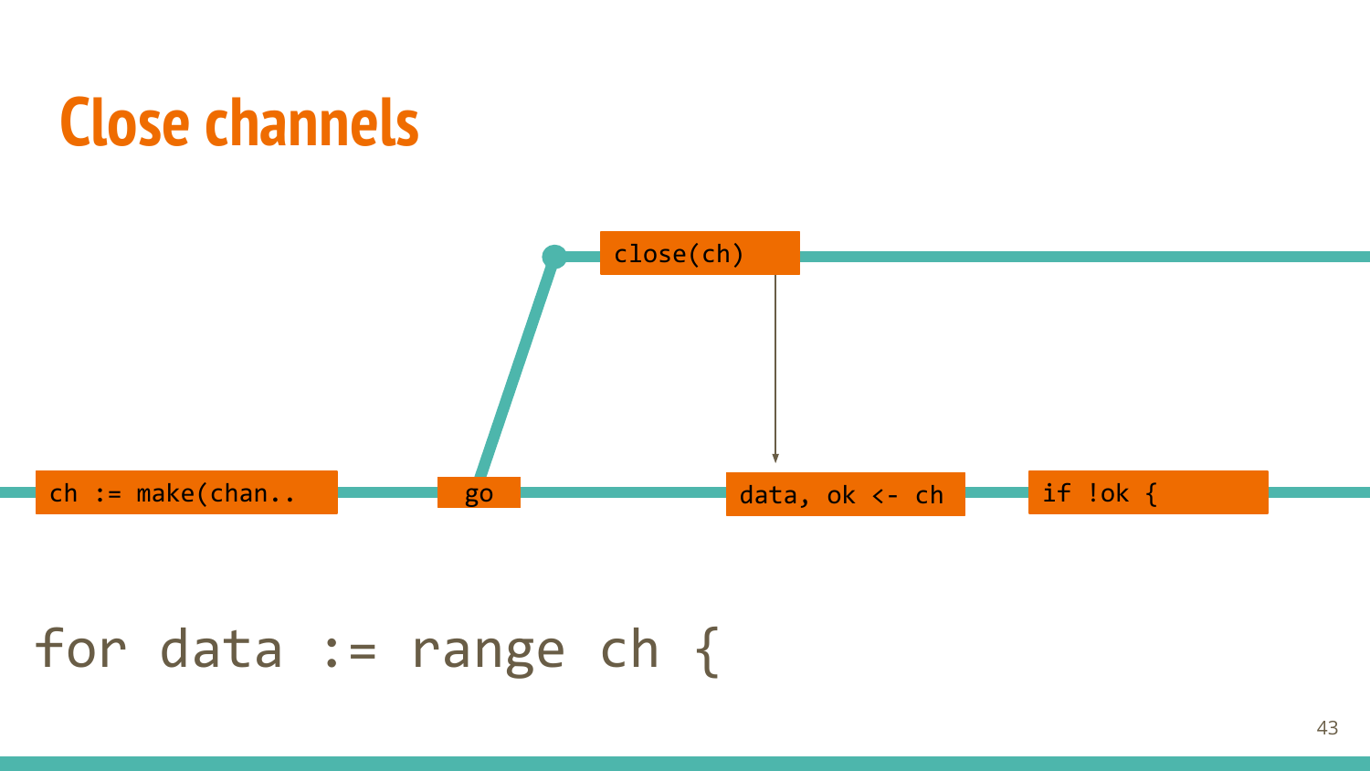# Close channels

`ch := make(chan..` → `go` → `close(ch)` → `data, ok <- ch` → `if !ok {`

```
for data := range ch {
```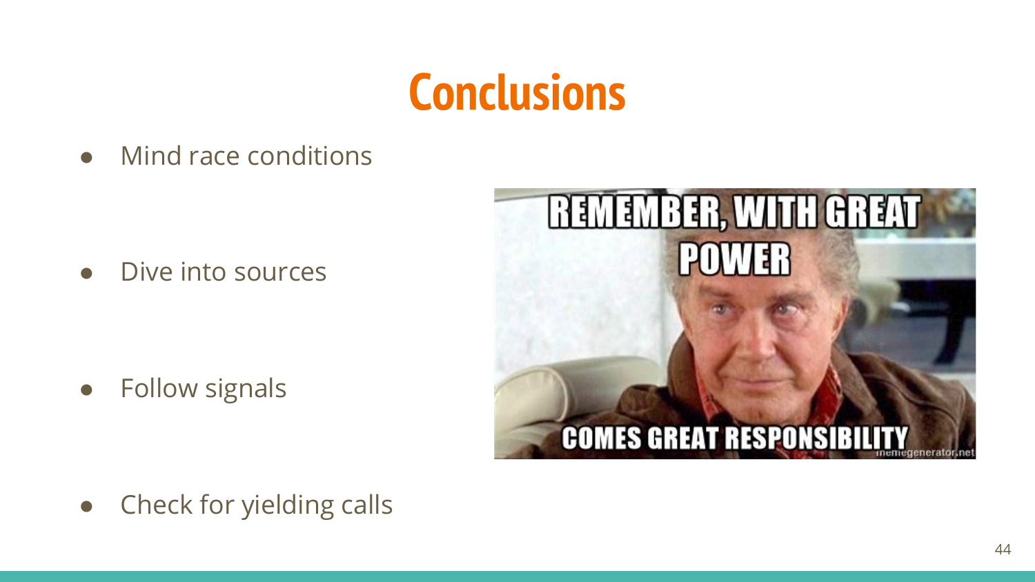# Conclusions

- Mind race conditions
- Dive into sources
- Follow signals
- Check for yielding calls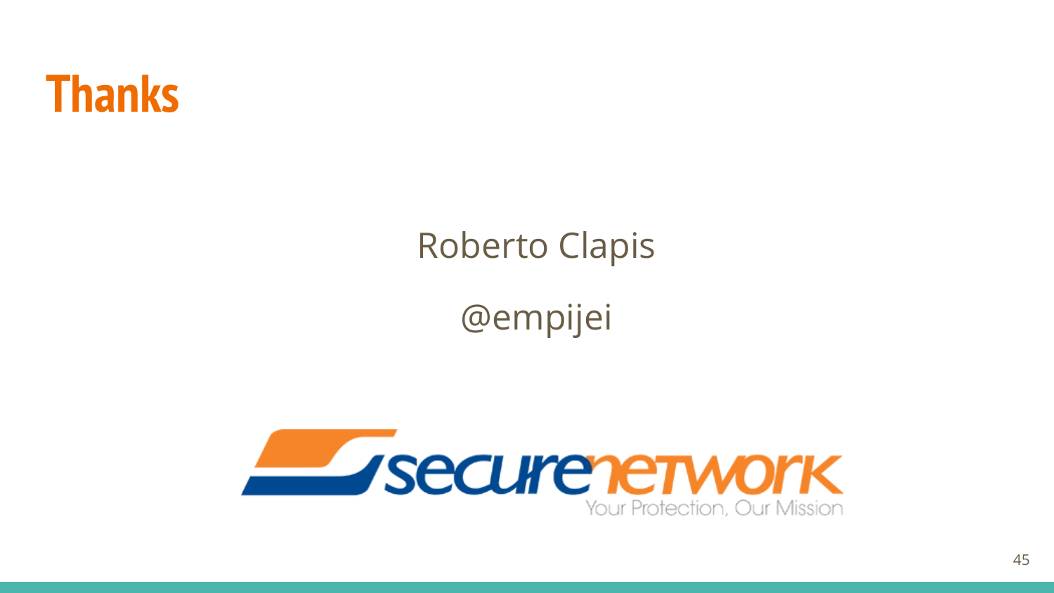# Thanks

Roberto Clapis

@empijei

securenetwork

Your Protection, Our Mission